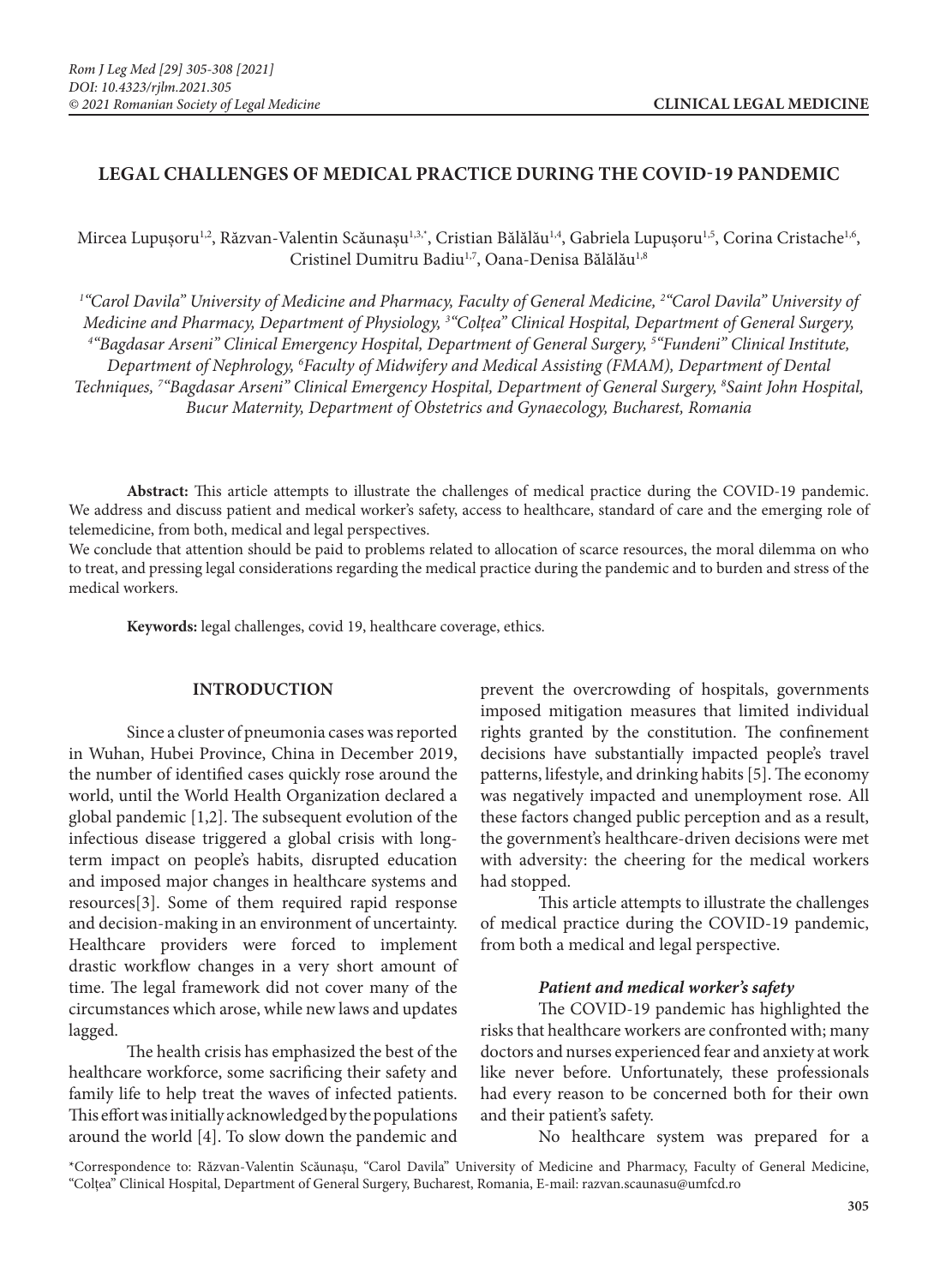# LEGAL CHALLENGES OF MEDICAL PRACTICE DURING THE COVID-19 PANDEMIC

Mircea Lupușoru[1,2], Răzvan-Valentin Scăunașu[1,3,*], Cristian Bălălău[1,4], Gabriela Lupușoru[1,5], Corina Cristache[1,6], Cristinel Dumitru Badiu[1,7], Oana-Denisa Bălălău[1,8]

*[1]"Carol Davila" University of Medicine and Pharmacy, Faculty of General Medicine, [2]"Carol Davila" University of Medicine and Pharmacy, Department of Physiology, [3]"Colțea" Clinical Hospital, Department of General Surgery, [4]"Bagdasar Arseni" Clinical Emergency Hospital, Department of General Surgery, [5]"Fundeni" Clinical Institute, Department of Nephrology, [6]Faculty of Midwifery and Medical Assisting (FMAM), Department of Dental Techniques, [7]"Bagdasar Arseni" Clinical Emergency Hospital, Department of General Surgery, [8]Saint John Hospital, Bucur Maternity, Department of Obstetrics and Gynaecology, Bucharest, Romania*

**Abstract:** This article attempts to illustrate the challenges of medical practice during the COVID-19 pandemic. We address and discuss patient and medical worker's safety, access to healthcare, standard of care and the emerging role of telemedicine, from both, medical and legal perspectives.

We conclude that attention should be paid to problems related to allocation of scarce resources, the moral dilemma on who to treat, and pressing legal considerations regarding the medical practice during the pandemic and to burden and stress of the medical workers.

**Keywords:** legal challenges, covid 19, healthcare coverage, ethics.

## INTRODUCTION

Since a cluster of pneumonia cases was reported in Wuhan, Hubei Province, China in December 2019, the number of identified cases quickly rose around the world, until the World Health Organization declared a global pandemic [1,2]. The subsequent evolution of the infectious disease triggered a global crisis with long-term impact on people's habits, disrupted education and imposed major changes in healthcare systems and resources[3]. Some of them required rapid response and decision-making in an environment of uncertainty. Healthcare providers were forced to implement drastic workflow changes in a very short amount of time. The legal framework did not cover many of the circumstances which arose, while new laws and updates lagged.

The health crisis has emphasized the best of the healthcare workforce, some sacrificing their safety and family life to help treat the waves of infected patients. This effort was initially acknowledged by the populations around the world [4]. To slow down the pandemic and prevent the overcrowding of hospitals, governments imposed mitigation measures that limited individual rights granted by the constitution. The confinement decisions have substantially impacted people's travel patterns, lifestyle, and drinking habits [5]. The economy was negatively impacted and unemployment rose. All these factors changed public perception and as a result, the government's healthcare-driven decisions were met with adversity: the cheering for the medical workers had stopped.

This article attempts to illustrate the challenges of medical practice during the COVID-19 pandemic, from both a medical and legal perspective.

### *Patient and medical worker's safety*

The COVID-19 pandemic has highlighted the risks that healthcare workers are confronted with; many doctors and nurses experienced fear and anxiety at work like never before. Unfortunately, these professionals had every reason to be concerned both for their own and their patient's safety.

No healthcare system was prepared for a

*Correspondence to: Răzvan-Valentin Scăunașu, "Carol Davila" University of Medicine and Pharmacy, Faculty of General Medicine, "Colțea" Clinical Hospital, Department of General Surgery, Bucharest, Romania, E-mail: razvan.scaunasu@umfcd.ro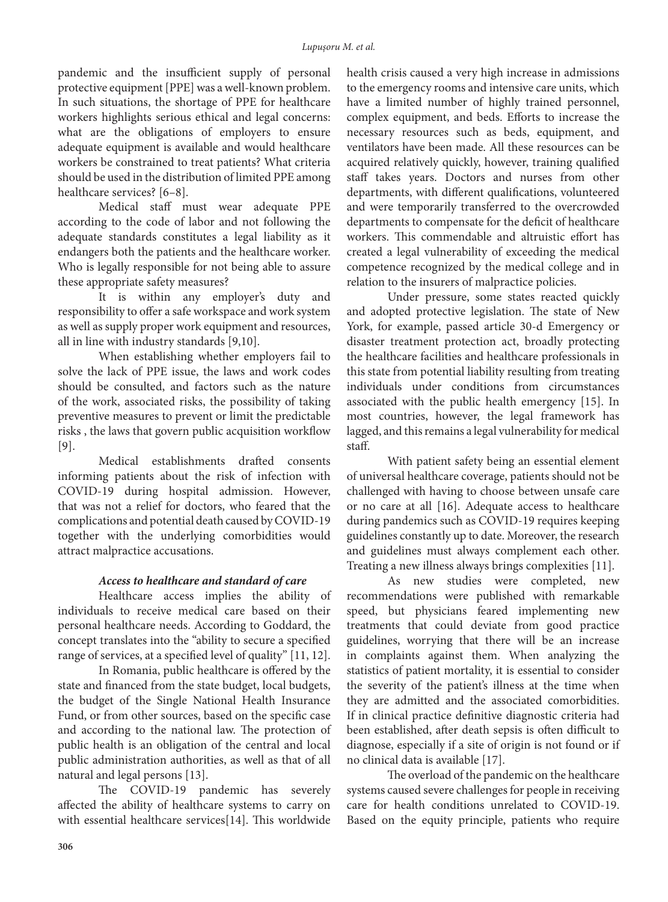pandemic and the insufficient supply of personal protective equipment [PPE] was a well-known problem. In such situations, the shortage of PPE for healthcare workers highlights serious ethical and legal concerns: what are the obligations of employers to ensure adequate equipment is available and would healthcare workers be constrained to treat patients? What criteria should be used in the distribution of limited PPE among healthcare services? [6–8].

Medical staff must wear adequate PPE according to the code of labor and not following the adequate standards constitutes a legal liability as it endangers both the patients and the healthcare worker. Who is legally responsible for not being able to assure these appropriate safety measures?

It is within any employer's duty and responsibility to offer a safe workspace and work system as well as supply proper work equipment and resources, all in line with industry standards [9,10].

When establishing whether employers fail to solve the lack of PPE issue, the laws and work codes should be consulted, and factors such as the nature of the work, associated risks, the possibility of taking preventive measures to prevent or limit the predictable risks , the laws that govern public acquisition workflow [9].

Medical establishments drafted consents informing patients about the risk of infection with COVID-19 during hospital admission. However, that was not a relief for doctors, who feared that the complications and potential death caused by COVID-19 together with the underlying comorbidities would attract malpractice accusations.

### *Access to healthcare and standard of care*

Healthcare access implies the ability of individuals to receive medical care based on their personal healthcare needs. According to Goddard, the concept translates into the "ability to secure a specified range of services, at a specified level of quality" [11, 12].

In Romania, public healthcare is offered by the state and financed from the state budget, local budgets, the budget of the Single National Health Insurance Fund, or from other sources, based on the specific case and according to the national law. The protection of public health is an obligation of the central and local public administration authorities, as well as that of all natural and legal persons [13].

The COVID-19 pandemic has severely affected the ability of healthcare systems to carry on with essential healthcare services[14]. This worldwide health crisis caused a very high increase in admissions to the emergency rooms and intensive care units, which have a limited number of highly trained personnel, complex equipment, and beds. Efforts to increase the necessary resources such as beds, equipment, and ventilators have been made. All these resources can be acquired relatively quickly, however, training qualified staff takes years. Doctors and nurses from other departments, with different qualifications, volunteered and were temporarily transferred to the overcrowded departments to compensate for the deficit of healthcare workers. This commendable and altruistic effort has created a legal vulnerability of exceeding the medical competence recognized by the medical college and in relation to the insurers of malpractice policies.

Under pressure, some states reacted quickly and adopted protective legislation. The state of New York, for example, passed article 30-d Emergency or disaster treatment protection act, broadly protecting the healthcare facilities and healthcare professionals in this state from potential liability resulting from treating individuals under conditions from circumstances associated with the public health emergency [15]. In most countries, however, the legal framework has lagged, and this remains a legal vulnerability for medical staff.

With patient safety being an essential element of universal healthcare coverage, patients should not be challenged with having to choose between unsafe care or no care at all [16]. Adequate access to healthcare during pandemics such as COVID-19 requires keeping guidelines constantly up to date. Moreover, the research and guidelines must always complement each other. Treating a new illness always brings complexities [11].

As new studies were completed, new recommendations were published with remarkable speed, but physicians feared implementing new treatments that could deviate from good practice guidelines, worrying that there will be an increase in complaints against them. When analyzing the statistics of patient mortality, it is essential to consider the severity of the patient's illness at the time when they are admitted and the associated comorbidities. If in clinical practice definitive diagnostic criteria had been established, after death sepsis is often difficult to diagnose, especially if a site of origin is not found or if no clinical data is available [17].

The overload of the pandemic on the healthcare systems caused severe challenges for people in receiving care for health conditions unrelated to COVID-19. Based on the equity principle, patients who require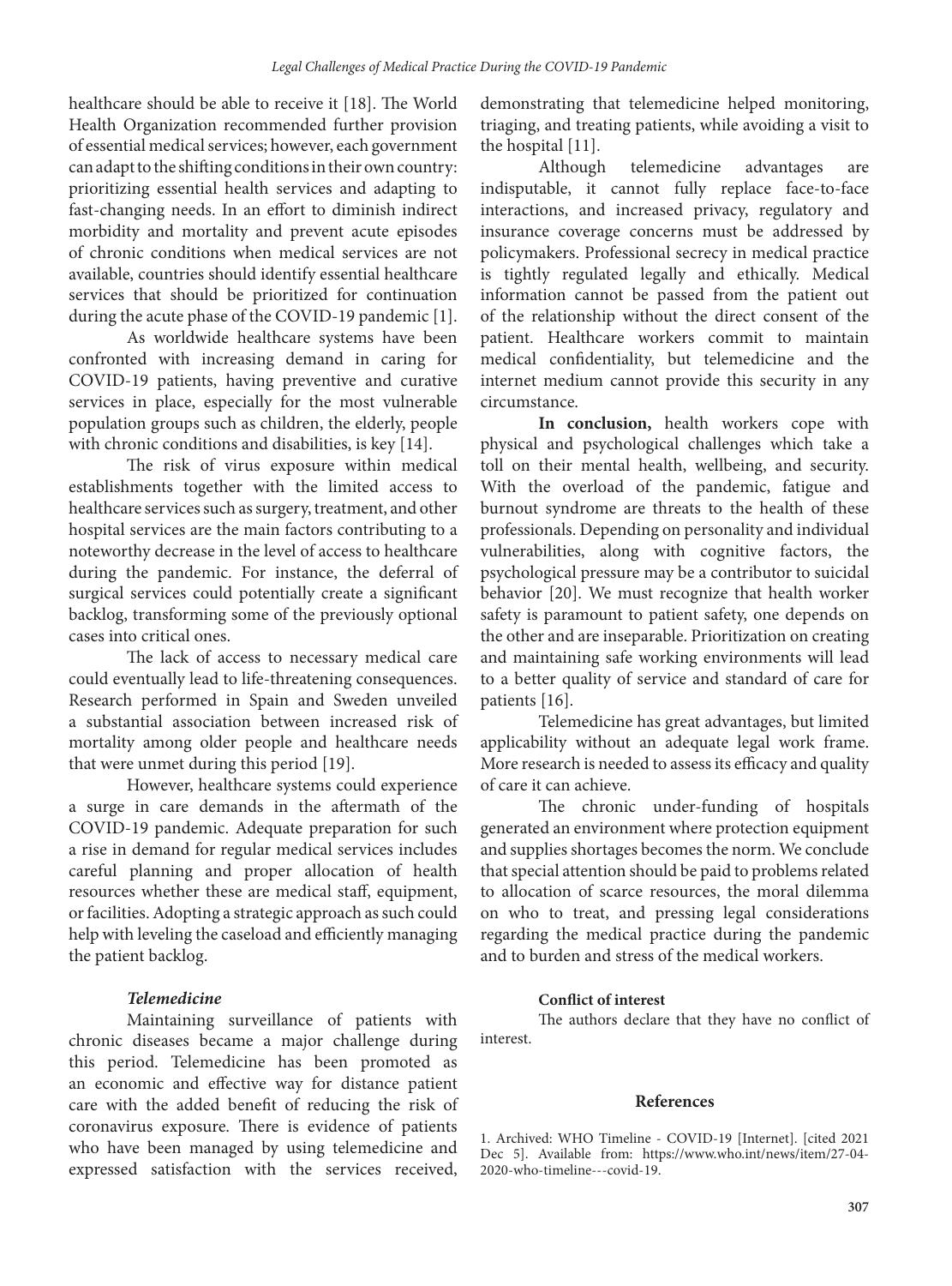healthcare should be able to receive it [18]. The World Health Organization recommended further provision of essential medical services; however, each government can adapt to the shifting conditions in their own country: prioritizing essential health services and adapting to fast-changing needs. In an effort to diminish indirect morbidity and mortality and prevent acute episodes of chronic conditions when medical services are not available, countries should identify essential healthcare services that should be prioritized for continuation during the acute phase of the COVID-19 pandemic [1].

As worldwide healthcare systems have been confronted with increasing demand in caring for COVID-19 patients, having preventive and curative services in place, especially for the most vulnerable population groups such as children, the elderly, people with chronic conditions and disabilities, is key [14].

The risk of virus exposure within medical establishments together with the limited access to healthcare services such as surgery, treatment, and other hospital services are the main factors contributing to a noteworthy decrease in the level of access to healthcare during the pandemic. For instance, the deferral of surgical services could potentially create a significant backlog, transforming some of the previously optional cases into critical ones.

The lack of access to necessary medical care could eventually lead to life-threatening consequences. Research performed in Spain and Sweden unveiled a substantial association between increased risk of mortality among older people and healthcare needs that were unmet during this period [19].

However, healthcare systems could experience a surge in care demands in the aftermath of the COVID-19 pandemic. Adequate preparation for such a rise in demand for regular medical services includes careful planning and proper allocation of health resources whether these are medical staff, equipment, or facilities. Adopting a strategic approach as such could help with leveling the caseload and efficiently managing the patient backlog.

### *Telemedicine*

Maintaining surveillance of patients with chronic diseases became a major challenge during this period. Telemedicine has been promoted as an economic and effective way for distance patient care with the added benefit of reducing the risk of coronavirus exposure. There is evidence of patients who have been managed by using telemedicine and expressed satisfaction with the services received, demonstrating that telemedicine helped monitoring, triaging, and treating patients, while avoiding a visit to the hospital [11].

Although telemedicine advantages are indisputable, it cannot fully replace face-to-face interactions, and increased privacy, regulatory and insurance coverage concerns must be addressed by policymakers. Professional secrecy in medical practice is tightly regulated legally and ethically. Medical information cannot be passed from the patient out of the relationship without the direct consent of the patient. Healthcare workers commit to maintain medical confidentiality, but telemedicine and the internet medium cannot provide this security in any circumstance.

**In conclusion,** health workers cope with physical and psychological challenges which take a toll on their mental health, wellbeing, and security. With the overload of the pandemic, fatigue and burnout syndrome are threats to the health of these professionals. Depending on personality and individual vulnerabilities, along with cognitive factors, the psychological pressure may be a contributor to suicidal behavior [20]. We must recognize that health worker safety is paramount to patient safety, one depends on the other and are inseparable. Prioritization on creating and maintaining safe working environments will lead to a better quality of service and standard of care for patients [16].

Telemedicine has great advantages, but limited applicability without an adequate legal work frame. More research is needed to assess its efficacy and quality of care it can achieve.

The chronic under-funding of hospitals generated an environment where protection equipment and supplies shortages becomes the norm. We conclude that special attention should be paid to problems related to allocation of scarce resources, the moral dilemma on who to treat, and pressing legal considerations regarding the medical practice during the pandemic and to burden and stress of the medical workers.

#### Conflict of interest

The authors declare that they have no conflict of interest.

## References

1. Archived: WHO Timeline - COVID-19 [Internet]. [cited 2021 Dec 5]. Available from: https://www.who.int/news/item/27-04-2020-who-timeline---covid-19.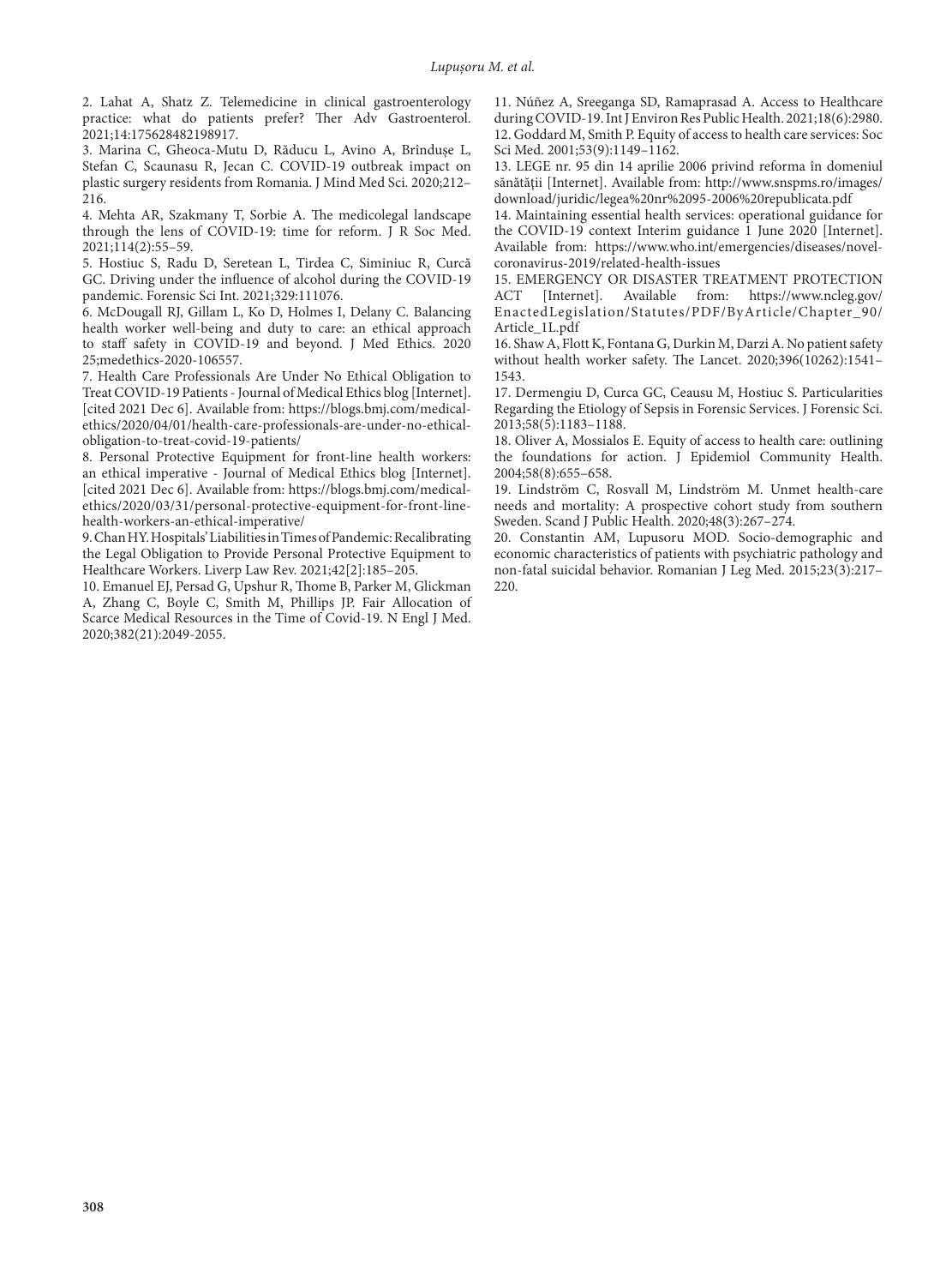2. Lahat A, Shatz Z. Telemedicine in clinical gastroenterology practice: what do patients prefer? Ther Adv Gastroenterol. 2021;14:175628482198917.

3. Marina C, Gheoca-Mutu D, Răducu L, Avino A, Brînduşe L, Stefan C, Scaunasu R, Jecan C. COVID-19 outbreak impact on plastic surgery residents from Romania. J Mind Med Sci. 2020;212–216.

4. Mehta AR, Szakmany T, Sorbie A. The medicolegal landscape through the lens of COVID-19: time for reform. J R Soc Med. 2021;114(2):55–59.

5. Hostiuc S, Radu D, Seretean L, Tirdea C, Siminiuc R, Curcă GC. Driving under the influence of alcohol during the COVID-19 pandemic. Forensic Sci Int. 2021;329:111076.

6. McDougall RJ, Gillam L, Ko D, Holmes I, Delany C. Balancing health worker well-being and duty to care: an ethical approach to staff safety in COVID-19 and beyond. J Med Ethics. 2020 25;medethics-2020-106557.

7. Health Care Professionals Are Under No Ethical Obligation to Treat COVID-19 Patients - Journal of Medical Ethics blog [Internet]. [cited 2021 Dec 6]. Available from: https://blogs.bmj.com/medical-ethics/2020/04/01/health-care-professionals-are-under-no-ethical-obligation-to-treat-covid-19-patients/

8. Personal Protective Equipment for front-line health workers: an ethical imperative - Journal of Medical Ethics blog [Internet]. [cited 2021 Dec 6]. Available from: https://blogs.bmj.com/medical-ethics/2020/03/31/personal-protective-equipment-for-front-line-health-workers-an-ethical-imperative/

9. Chan HY. Hospitals' Liabilities in Times of Pandemic: Recalibrating the Legal Obligation to Provide Personal Protective Equipment to Healthcare Workers. Liverp Law Rev. 2021;42[2]:185–205.

10. Emanuel EJ, Persad G, Upshur R, Thome B, Parker M, Glickman A, Zhang C, Boyle C, Smith M, Phillips JP. Fair Allocation of Scarce Medical Resources in the Time of Covid-19. N Engl J Med. 2020;382(21):2049-2055.

11. Núñez A, Sreeganga SD, Ramaprasad A. Access to Healthcare during COVID-19. Int J Environ Res Public Health. 2021;18(6):2980.

12. Goddard M, Smith P. Equity of access to health care services: Soc Sci Med. 2001;53(9):1149–1162.

13. LEGE nr. 95 din 14 aprilie 2006 privind reforma în domeniul sănătății [Internet]. Available from: http://www.snspms.ro/images/download/juridic/legea%20nr%2095-2006%20republicata.pdf

14. Maintaining essential health services: operational guidance for the COVID-19 context Interim guidance 1 June 2020 [Internet]. Available from: https://www.who.int/emergencies/diseases/novel-coronavirus-2019/related-health-issues

15. EMERGENCY OR DISASTER TREATMENT PROTECTION ACT [Internet]. Available from: https://www.ncleg.gov/EnactedLegislation/Statutes/PDF/ByArticle/Chapter_90/Article_1L.pdf

16. Shaw A, Flott K, Fontana G, Durkin M, Darzi A. No patient safety without health worker safety. The Lancet. 2020;396(10262):1541–1543.

17. Dermengiu D, Curca GC, Ceausu M, Hostiuc S. Particularities Regarding the Etiology of Sepsis in Forensic Services. J Forensic Sci. 2013;58(5):1183–1188.

18. Oliver A, Mossialos E. Equity of access to health care: outlining the foundations for action. J Epidemiol Community Health. 2004;58(8):655–658.

19. Lindström C, Rosvall M, Lindström M. Unmet health-care needs and mortality: A prospective cohort study from southern Sweden. Scand J Public Health. 2020;48(3):267–274.

20. Constantin AM, Lupusoru MOD. Socio-demographic and economic characteristics of patients with psychiatric pathology and non-fatal suicidal behavior. Romanian J Leg Med. 2015;23(3):217–220.